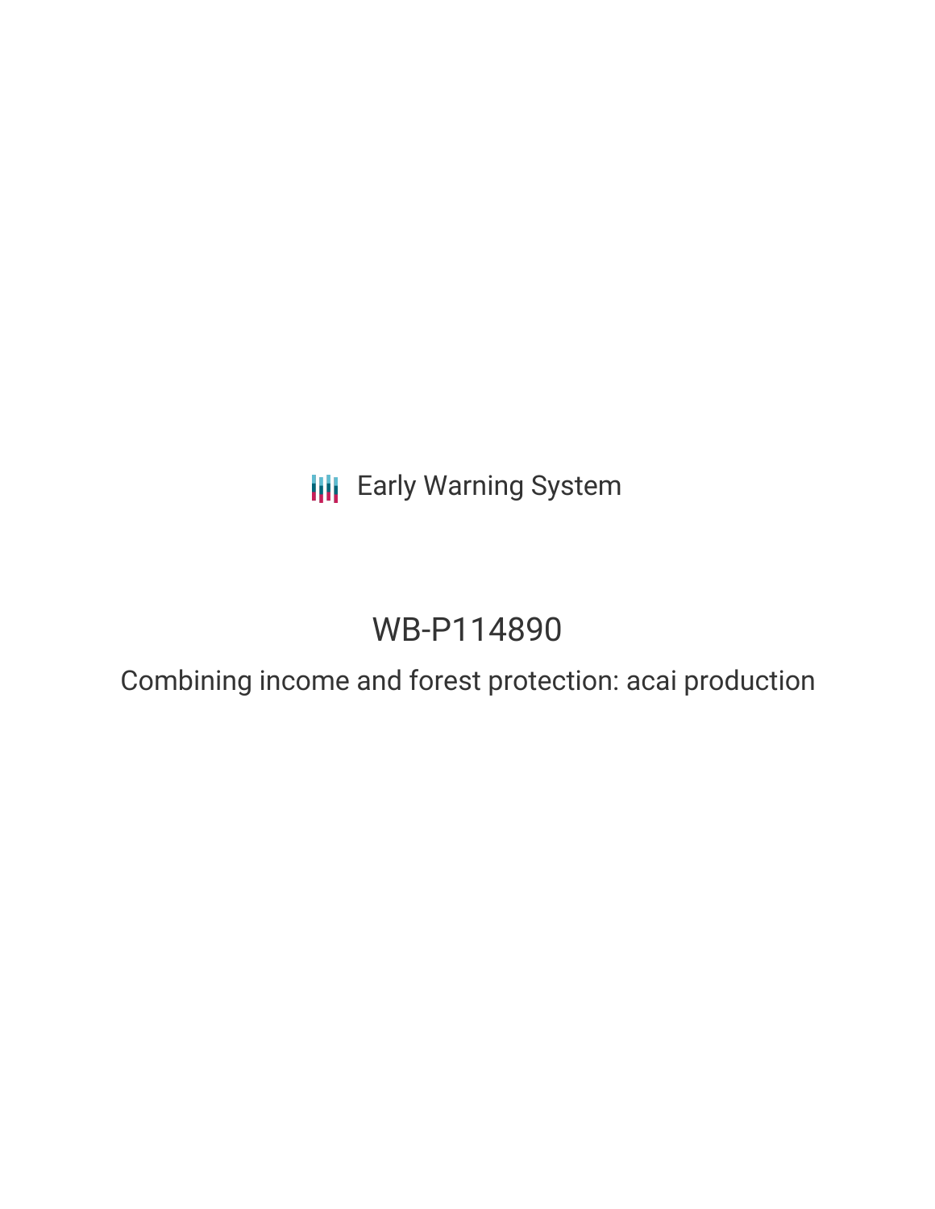Early Warning System

# WB-P114890

## Combining income and forest protection: acai production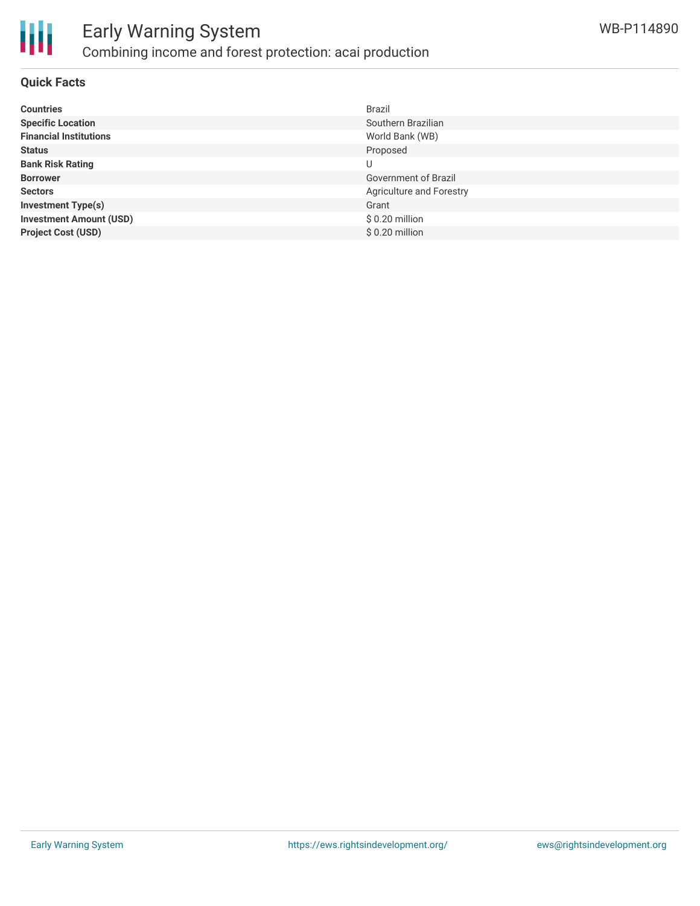# Early Warning System

## Combining income and forest protection: acai production

WB-P114890

### Quick Facts

| | |
|---|---|
| **Countries** | Brazil |
| **Specific Location** | Southern Brazilian |
| **Financial Institutions** | World Bank (WB) |
| **Status** | Proposed |
| **Bank Risk Rating** | U |
| **Borrower** | Government of Brazil |
| **Sectors** | Agriculture and Forestry |
| **Investment Type(s)** | Grant |
| **Investment Amount (USD)** | $ 0.20 million |
| **Project Cost (USD)** | $ 0.20 million |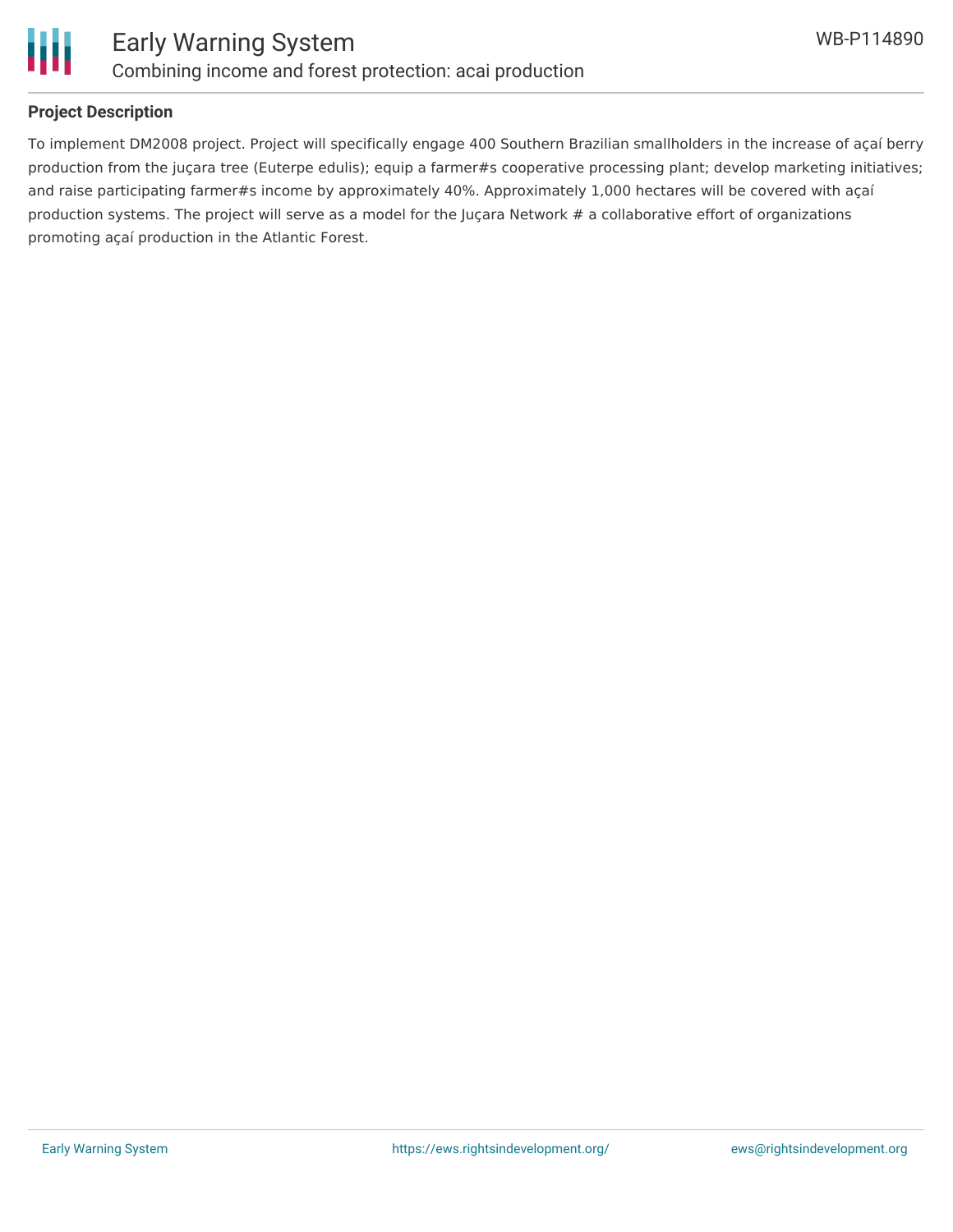## Project Description

To implement DM2008 project. Project will specifically engage 400 Southern Brazilian smallholders in the increase of açaí berry production from the juçara tree (Euterpe edulis); equip a farmer#s cooperative processing plant; develop marketing initiatives; and raise participating farmer#s income by approximately 40%. Approximately 1,000 hectares will be covered with açaí production systems. The project will serve as a model for the Juçara Network # a collaborative effort of organizations promoting açaí production in the Atlantic Forest.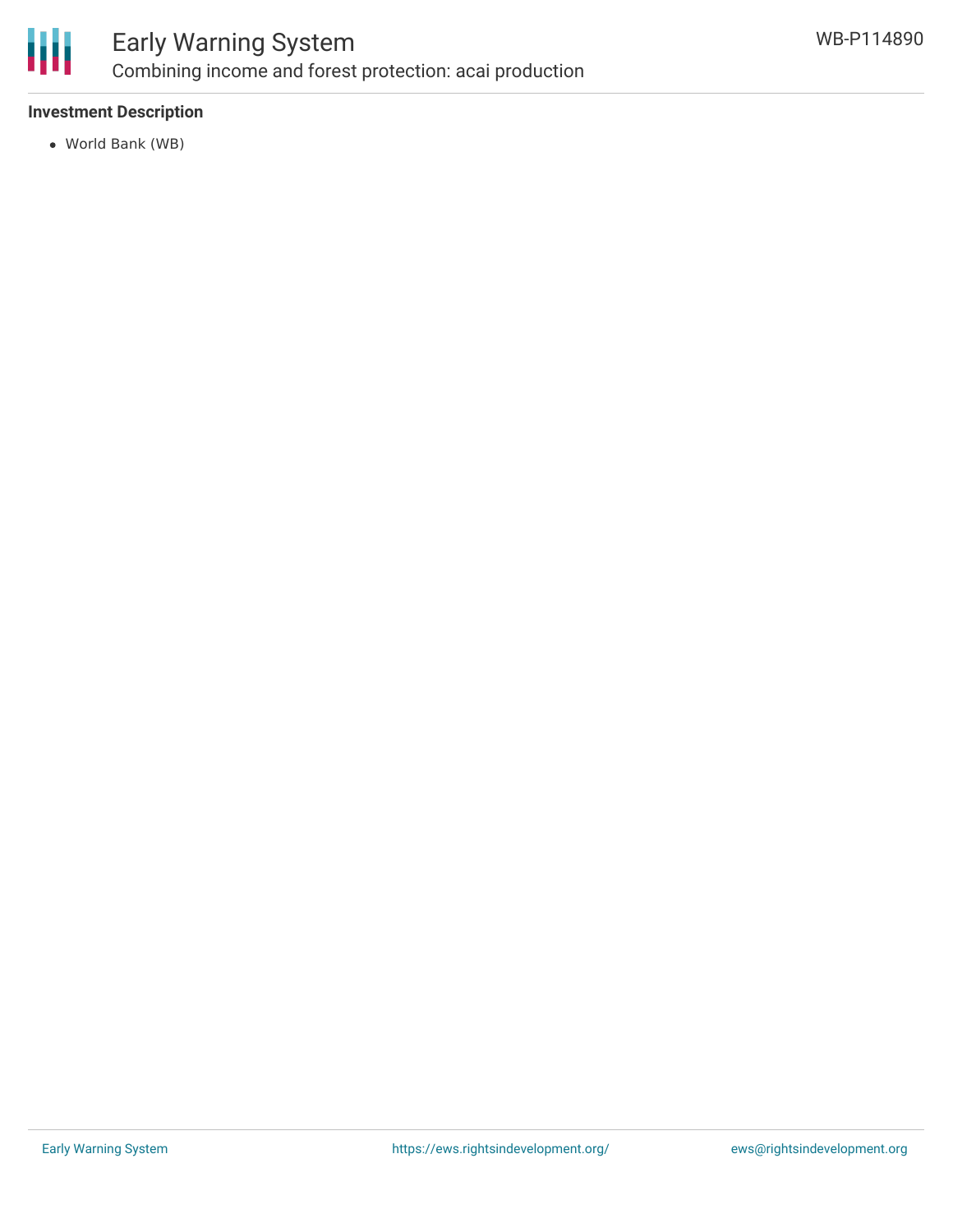**Investment Description**

- World Bank (WB)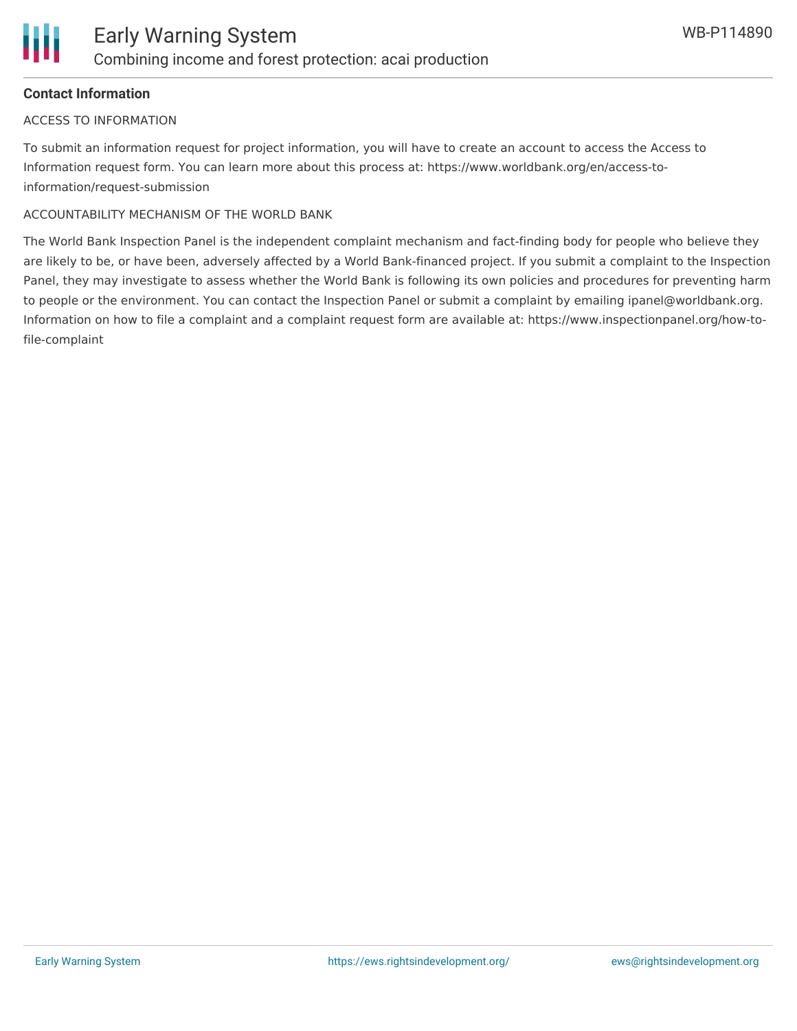**Contact Information**

ACCESS TO INFORMATION

To submit an information request for project information, you will have to create an account to access the Access to Information request form. You can learn more about this process at: https://www.worldbank.org/en/access-to-information/request-submission

ACCOUNTABILITY MECHANISM OF THE WORLD BANK

The World Bank Inspection Panel is the independent complaint mechanism and fact-finding body for people who believe they are likely to be, or have been, adversely affected by a World Bank-financed project. If you submit a complaint to the Inspection Panel, they may investigate to assess whether the World Bank is following its own policies and procedures for preventing harm to people or the environment. You can contact the Inspection Panel or submit a complaint by emailing ipanel@worldbank.org. Information on how to file a complaint and a complaint request form are available at: https://www.inspectionpanel.org/how-to-file-complaint